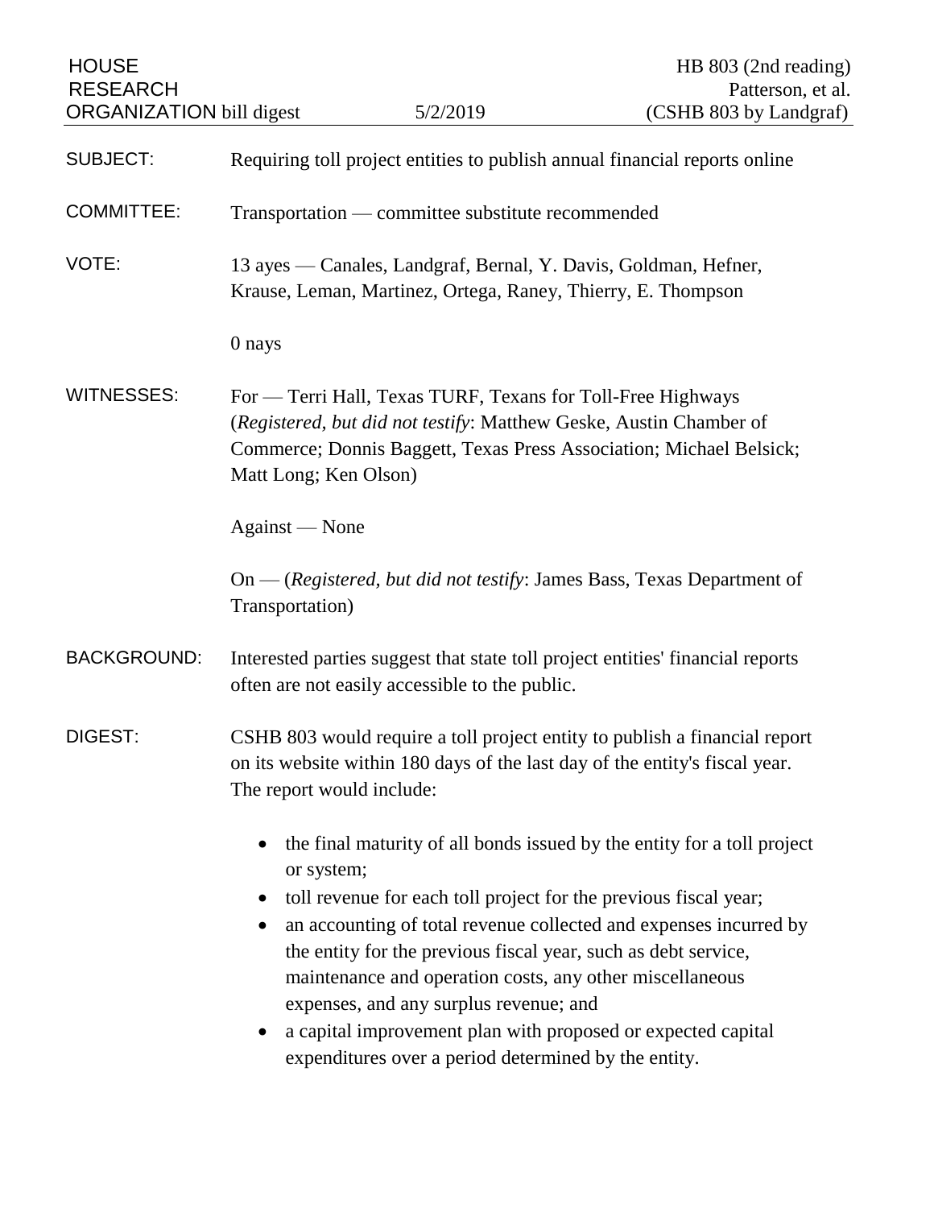HOUSE RESEARCH ORGANIZATION bill digest 5/2/2019

HB 803 (2nd reading)
Patterson, et al.
(CSHB 803 by Landgraf)

SUBJECT: Requiring toll project entities to publish annual financial reports online

COMMITTEE: Transportation — committee substitute recommended

VOTE: 13 ayes — Canales, Landgraf, Bernal, Y. Davis, Goldman, Hefner, Krause, Leman, Martinez, Ortega, Raney, Thierry, E. Thompson

0 nays

WITNESSES: For — Terri Hall, Texas TURF, Texans for Toll-Free Highways (*Registered, but did not testify*: Matthew Geske, Austin Chamber of Commerce; Donnis Baggett, Texas Press Association; Michael Belsick; Matt Long; Ken Olson)

Against — None

On — (*Registered, but did not testify*: James Bass, Texas Department of Transportation)

BACKGROUND: Interested parties suggest that state toll project entities' financial reports often are not easily accessible to the public.

DIGEST: CSHB 803 would require a toll project entity to publish a financial report on its website within 180 days of the last day of the entity's fiscal year. The report would include:

- the final maturity of all bonds issued by the entity for a toll project or system;
- toll revenue for each toll project for the previous fiscal year;
- an accounting of total revenue collected and expenses incurred by the entity for the previous fiscal year, such as debt service, maintenance and operation costs, any other miscellaneous expenses, and any surplus revenue; and
- a capital improvement plan with proposed or expected capital expenditures over a period determined by the entity.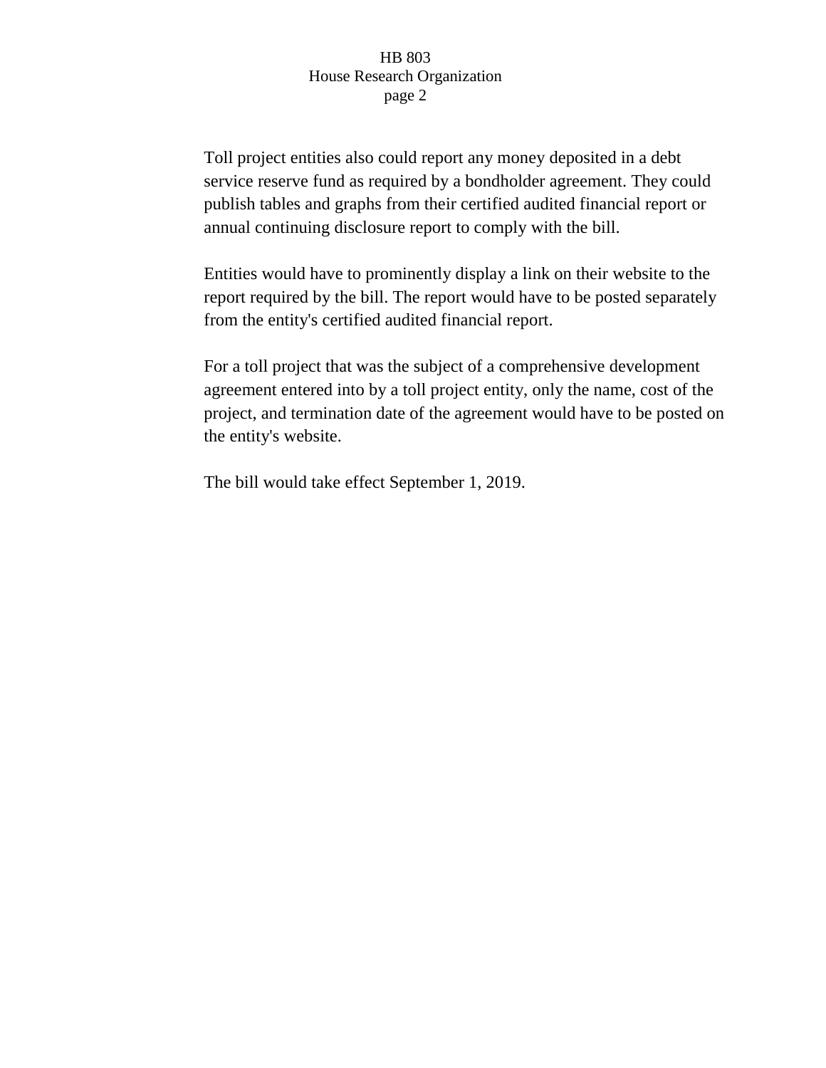Toll project entities also could report any money deposited in a debt service reserve fund as required by a bondholder agreement. They could publish tables and graphs from their certified audited financial report or annual continuing disclosure report to comply with the bill.

Entities would have to prominently display a link on their website to the report required by the bill. The report would have to be posted separately from the entity's certified audited financial report.

For a toll project that was the subject of a comprehensive development agreement entered into by a toll project entity, only the name, cost of the project, and termination date of the agreement would have to be posted on the entity's website.

The bill would take effect September 1, 2019.